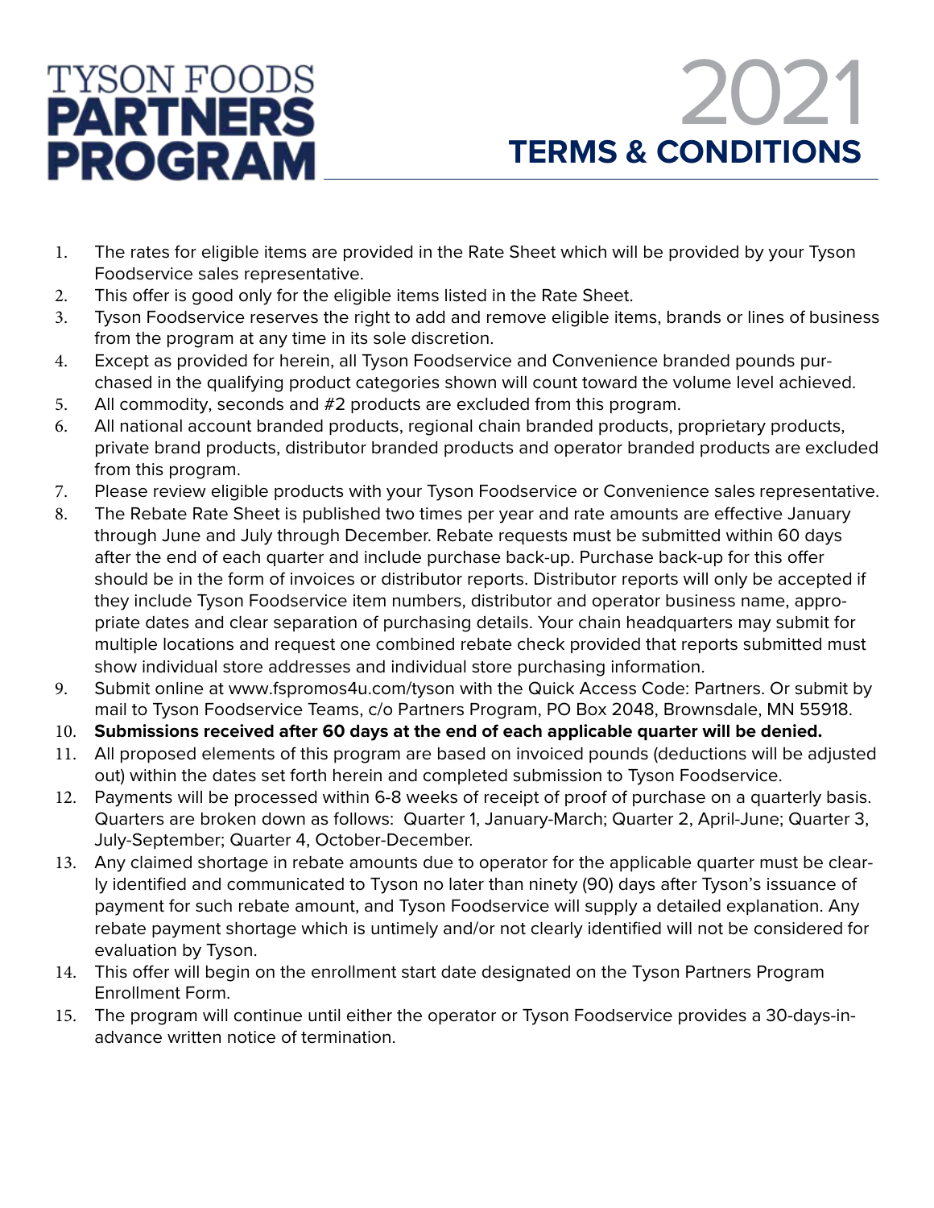# TYSON FOODS PARTNERS PROGRAM

# 2021 TERMS & CONDITIONS

1. The rates for eligible items are provided in the Rate Sheet which will be provided by your Tyson Foodservice sales representative.
2. This offer is good only for the eligible items listed in the Rate Sheet.
3. Tyson Foodservice reserves the right to add and remove eligible items, brands or lines of business from the program at any time in its sole discretion.
4. Except as provided for herein, all Tyson Foodservice and Convenience branded pounds purchased in the qualifying product categories shown will count toward the volume level achieved.
5. All commodity, seconds and #2 products are excluded from this program.
6. All national account branded products, regional chain branded products, proprietary products, private brand products, distributor branded products and operator branded products are excluded from this program.
7. Please review eligible products with your Tyson Foodservice or Convenience sales representative.
8. The Rebate Rate Sheet is published two times per year and rate amounts are effective January through June and July through December. Rebate requests must be submitted within 60 days after the end of each quarter and include purchase back-up. Purchase back-up for this offer should be in the form of invoices or distributor reports. Distributor reports will only be accepted if they include Tyson Foodservice item numbers, distributor and operator business name, appropriate dates and clear separation of purchasing details. Your chain headquarters may submit for multiple locations and request one combined rebate check provided that reports submitted must show individual store addresses and individual store purchasing information.
9. Submit online at www.fspromos4u.com/tyson with the Quick Access Code: Partners. Or submit by mail to Tyson Foodservice Teams, c/o Partners Program, PO Box 2048, Brownsdale, MN 55918.
10. **Submissions received after 60 days at the end of each applicable quarter will be denied.**
11. All proposed elements of this program are based on invoiced pounds (deductions will be adjusted out) within the dates set forth herein and completed submission to Tyson Foodservice.
12. Payments will be processed within 6-8 weeks of receipt of proof of purchase on a quarterly basis. Quarters are broken down as follows: Quarter 1, January-March; Quarter 2, April-June; Quarter 3, July-September; Quarter 4, October-December.
13. Any claimed shortage in rebate amounts due to operator for the applicable quarter must be clearly identified and communicated to Tyson no later than ninety (90) days after Tyson's issuance of payment for such rebate amount, and Tyson Foodservice will supply a detailed explanation. Any rebate payment shortage which is untimely and/or not clearly identified will not be considered for evaluation by Tyson.
14. This offer will begin on the enrollment start date designated on the Tyson Partners Program Enrollment Form.
15. The program will continue until either the operator or Tyson Foodservice provides a 30-days-in-advance written notice of termination.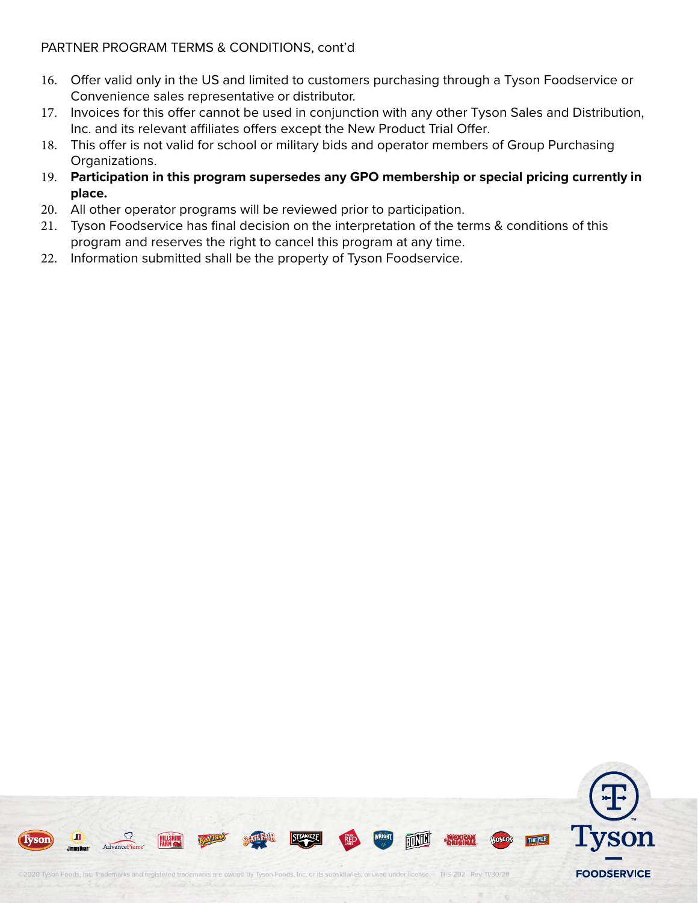PARTNER PROGRAM TERMS & CONDITIONS, cont'd

16. Offer valid only in the US and limited to customers purchasing through a Tyson Foodservice or Convenience sales representative or distributor.
17. Invoices for this offer cannot be used in conjunction with any other Tyson Sales and Distribution, Inc. and its relevant affiliates offers except the New Product Trial Offer.
18. This offer is not valid for school or military bids and operator members of Group Purchasing Organizations.
19. **Participation in this program supersedes any GPO membership or special pricing currently in place.**
20. All other operator programs will be reviewed prior to participation.
21. Tyson Foodservice has final decision on the interpretation of the terms & conditions of this program and reserves the right to cancel this program at any time.
22. Information submitted shall be the property of Tyson Foodservice.

©2020 Tyson Foods, Inc. Trademarks and registered trademarks are owned by Tyson Foods, Inc. or its subsidiaries, or used under license. TFS-202 Rev. 11/30/20